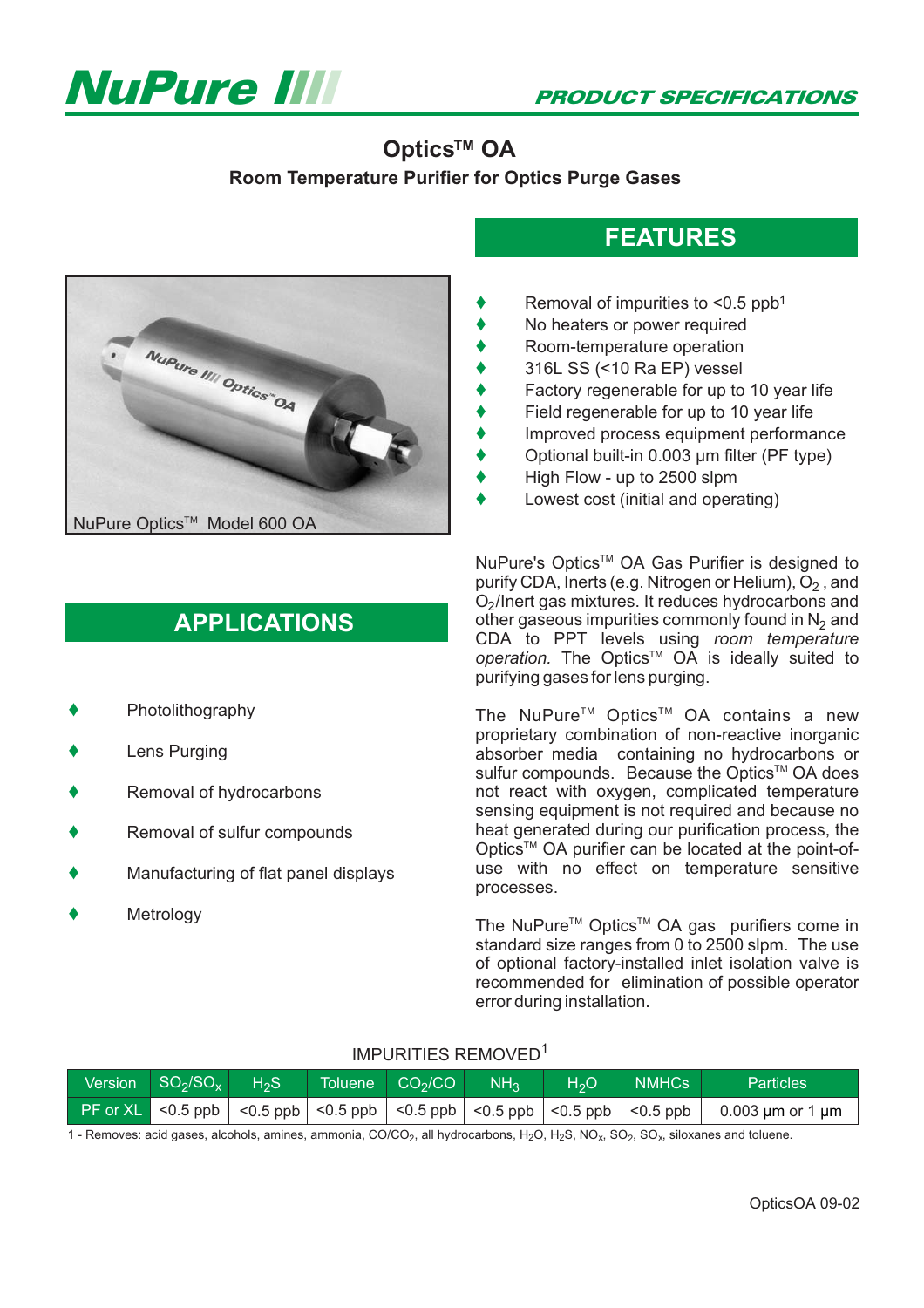# NuPure

**PRODUCT SPECIFICATIONS**

## Optics™ OA

**Room Temperature Purifier for Optics Purge Gases**

NuPure Optics™ Model 600 OA

## FEATURES

- Removal of impurities to <0.5 ppb[1]
- No heaters or power required
- Room-temperature operation
- 316L SS (<10 Ra EP) vessel
- Factory regenerable for up to 10 year life
- Field regenerable for up to 10 year life
- Improved process equipment performance
- Optional built-in 0.003 µm filter (PF type)
- High Flow - up to 2500 slpm
- Lowest cost (initial and operating)

## APPLICATIONS

- Photolithography
- Lens Purging
- Removal of hydrocarbons
- Removal of sulfur compounds
- Manufacturing of flat panel displays
- Metrology

NuPure's Optics™ OA Gas Purifier is designed to purify CDA, Inerts (e.g. Nitrogen or Helium), $O_2$, and $O_2$/Inert gas mixtures. It reduces hydrocarbons and other gaseous impurities commonly found in $N_2$ and CDA to PPT levels using *room temperature operation.* The Optics™ OA is ideally suited to purifying gases for lens purging.

The NuPure™ Optics™ OA contains a new proprietary combination of non-reactive inorganic absorber media containing no hydrocarbons or sulfur compounds. Because the Optics™ OA does not react with oxygen, complicated temperature sensing equipment is not required and because no heat generated during our purification process, the Optics™ OA purifier can be located at the point-of-use with no effect on temperature sensitive processes.

The NuPure™ Optics™ OA gas purifiers come in standard size ranges from 0 to 2500 slpm. The use of optional factory-installed inlet isolation valve is recommended for elimination of possible operator error during installation.

IMPURITIES REMOVED[1]

| Version | $SO_2/SO_x$ | $H_2S$ | Toluene | $CO_2/CO$ | $NH_3$ | $H_2O$ | NMHCs | Particles |
|---|---|---|---|---|---|---|---|---|
| PF or XL | <0.5 ppb | <0.5 ppb | <0.5 ppb | <0.5 ppb | <0.5 ppb | <0.5 ppb | <0.5 ppb | 0.003 µm or 1 µm |

1 - Removes: acid gases, alcohols, amines, ammonia, $CO/CO_2$, all hydrocarbons, $H_2O$, $H_2S$, $NO_x$, $SO_2$, $SO_x$, siloxanes and toluene.

OpticsOA 09-02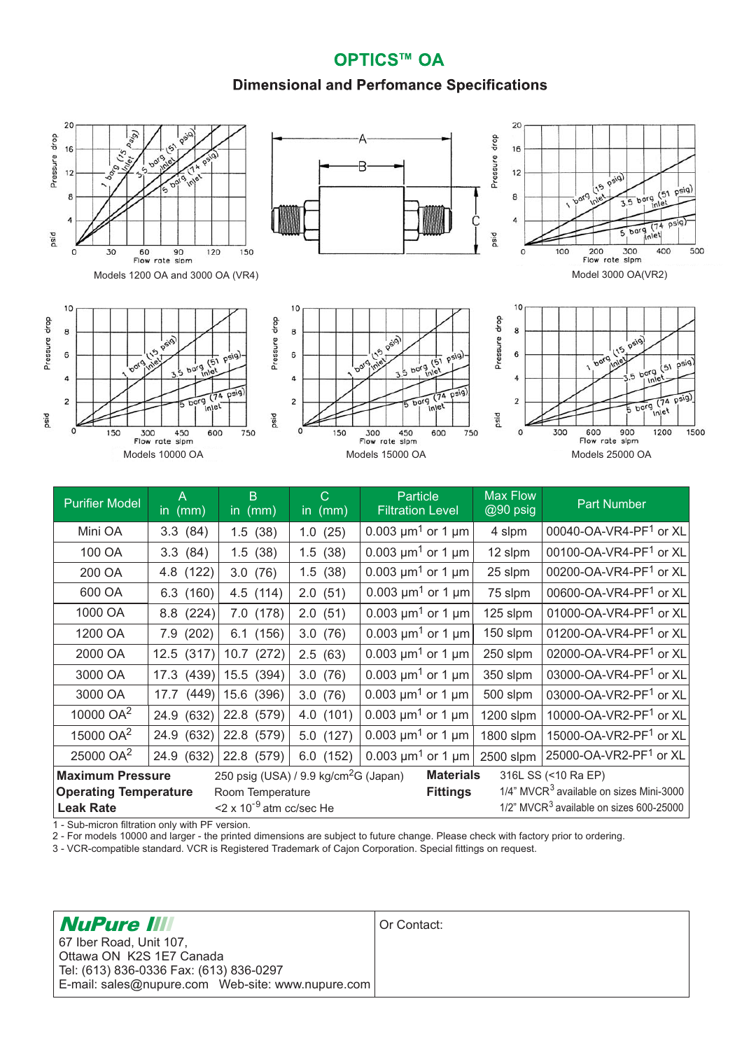## OPTICS™ OA

### Dimensional and Perfomance Specifications

Models 1200 OA and 3000 OA (VR4)

Model 3000 OA(VR2)

Models 10000 OA

Models 15000 OA

Models 25000 OA

| Purifier Model | A in (mm) | B in (mm) | C in (mm) | Particle Filtration Level | Max Flow @90 psig | Part Number |
|---|---|---|---|---|---|---|
| Mini OA | 3.3 (84) | 1.5 (38) | 1.0 (25) | 0.003 µm[1] or 1 µm | 4 slpm | 00040-OA-VR4-PF[1] or XL |
| 100 OA | 3.3 (84) | 1.5 (38) | 1.5 (38) | 0.003 µm[1] or 1 µm | 12 slpm | 00100-OA-VR4-PF[1] or XL |
| 200 OA | 4.8 (122) | 3.0 (76) | 1.5 (38) | 0.003 µm[1] or 1 µm | 25 slpm | 00200-OA-VR4-PF[1] or XL |
| 600 OA | 6.3 (160) | 4.5 (114) | 2.0 (51) | 0.003 µm[1] or 1 µm | 75 slpm | 00600-OA-VR4-PF[1] or XL |
| 1000 OA | 8.8 (224) | 7.0 (178) | 2.0 (51) | 0.003 µm[1] or 1 µm | 125 slpm | 01000-OA-VR4-PF[1] or XL |
| 1200 OA | 7.9 (202) | 6.1 (156) | 3.0 (76) | 0.003 µm[1] or 1 µm | 150 slpm | 01200-OA-VR4-PF[1] or XL |
| 2000 OA | 12.5 (317) | 10.7 (272) | 2.5 (63) | 0.003 µm[1] or 1 µm | 250 slpm | 02000-OA-VR4-PF[1] or XL |
| 3000 OA | 17.3 (439) | 15.5 (394) | 3.0 (76) | 0.003 µm[1] or 1 µm | 350 slpm | 03000-OA-VR4-PF[1] or XL |
| 3000 OA | 17.7 (449) | 15.6 (396) | 3.0 (76) | 0.003 µm[1] or 1 µm | 500 slpm | 03000-OA-VR2-PF[1] or XL |
| 10000 OA[2] | 24.9 (632) | 22.8 (579) | 4.0 (101) | 0.003 µm[1] or 1 µm | 1200 slpm | 10000-OA-VR2-PF[1] or XL |
| 15000 OA[2] | 24.9 (632) | 22.8 (579) | 5.0 (127) | 0.003 µm[1] or 1 µm | 1800 slpm | 15000-OA-VR2-PF[1] or XL |
| 25000 OA[2] | 24.9 (632) | 22.8 (579) | 6.0 (152) | 0.003 µm[1] or 1 µm | 2500 slpm | 25000-OA-VR2-PF[1] or XL |

| | | | |
|---|---|---|---|
| **Maximum Pressure** | 250 psig (USA) / 9.9 kg/cm$^2$G (Japan) | **Materials** | 316L SS (<10 Ra EP) |
| **Operating Temperature** | Room Temperature | **Fittings** | 1/4" MVCR[3] available on sizes Mini-3000 |
| **Leak Rate** | <2 x $10^{-9}$ atm cc/sec He | | 1/2" MVCR[3] available on sizes 600-25000 |

1 - Sub-micron filtration only with PF version.
2 - For models 10000 and larger - the printed dimensions are subject to future change. Please check with factory prior to ordering.
3 - VCR-compatible standard. VCR is Registered Trademark of Cajon Corporation. Special fittings on request.

**NuPure**
67 Iber Road, Unit 107,
Ottawa ON K2S 1E7 Canada
Tel: (613) 836-0336 Fax: (613) 836-0297
E-mail: sales@nupure.com Web-site: www.nupure.com

Or Contact: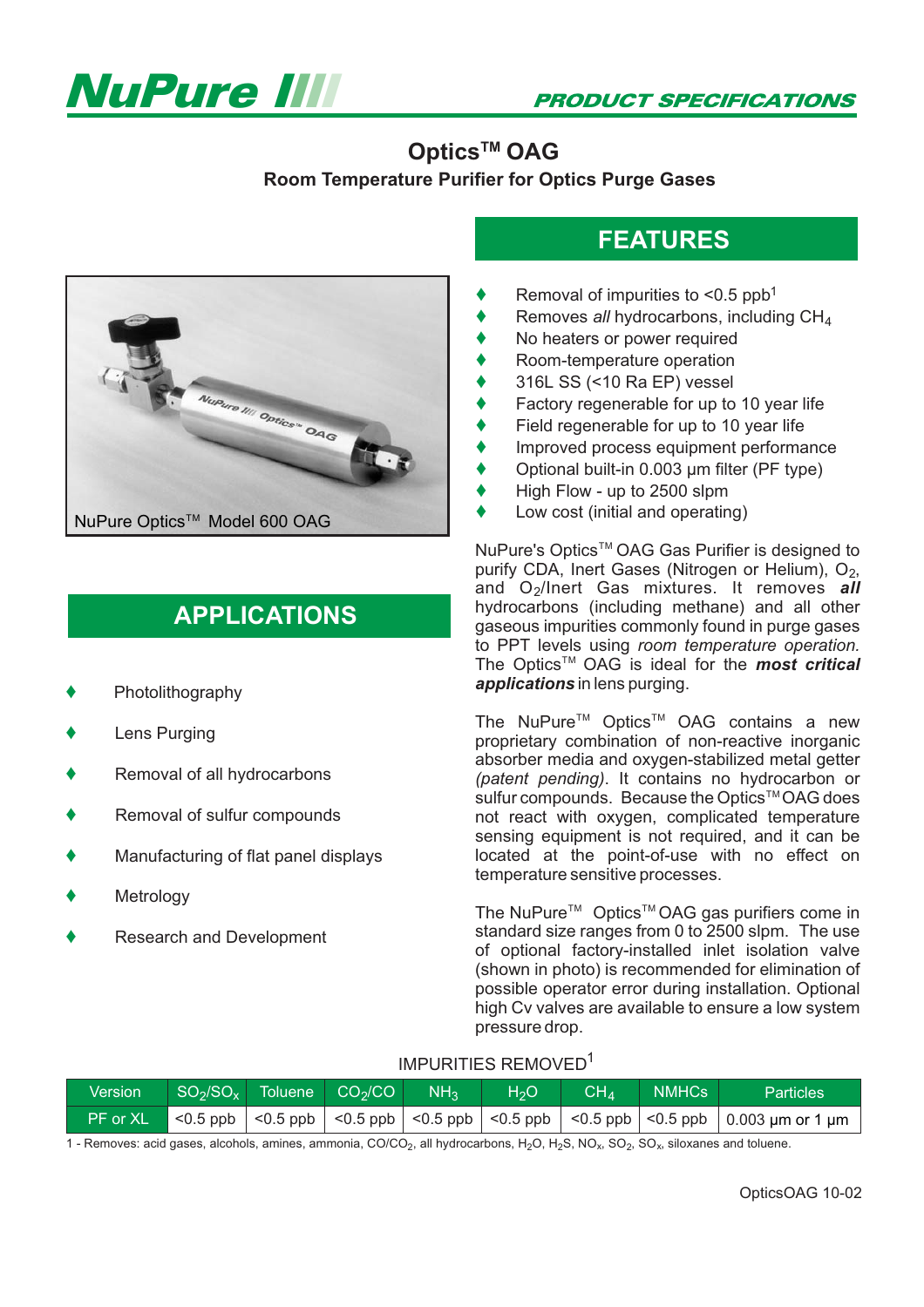# NuPure

PRODUCT SPECIFICATIONS

## Optics™ OAG

### Room Temperature Purifier for Optics Purge Gases

NuPure Optics™ Model 600 OAG

## APPLICATIONS

- Photolithography
- Lens Purging
- Removal of all hydrocarbons
- Removal of sulfur compounds
- Manufacturing of flat panel displays
- Metrology
- Research and Development

## FEATURES

- Removal of impurities to <0.5 ppb[1]
- Removes *all* hydrocarbons, including $CH_4$
- No heaters or power required
- Room-temperature operation
- 316L SS (<10 Ra EP) vessel
- Factory regenerable for up to 10 year life
- Field regenerable for up to 10 year life
- Improved process equipment performance
- Optional built-in 0.003 µm filter (PF type)
- High Flow - up to 2500 slpm
- Low cost (initial and operating)

NuPure's Optics™ OAG Gas Purifier is designed to purify CDA, Inert Gases (Nitrogen or Helium), $O_2$, and $O_2$/Inert Gas mixtures. It removes ***all*** hydrocarbons (including methane) and all other gaseous impurities commonly found in purge gases to PPT levels using *room temperature operation.* The Optics™ OAG is ideal for the ***most critical applications*** in lens purging.

The NuPure™ Optics™ OAG contains a new proprietary combination of non-reactive inorganic absorber media and oxygen-stabilized metal getter *(patent pending)*. It contains no hydrocarbon or sulfur compounds. Because the Optics™ OAG does not react with oxygen, complicated temperature sensing equipment is not required, and it can be located at the point-of-use with no effect on temperature sensitive processes.

The NuPure™ Optics™ OAG gas purifiers come in standard size ranges from 0 to 2500 slpm. The use of optional factory-installed inlet isolation valve (shown in photo) is recommended for elimination of possible operator error during installation. Optional high Cv valves are available to ensure a low system pressure drop.

IMPURITIES REMOVED[1]

| Version | $SO_2/SO_x$ | Toluene | $CO_2/CO$ | $NH_3$ | $H_2O$ | $CH_4$ | NMHCs | Particles |
|---|---|---|---|---|---|---|---|---|
| PF or XL | <0.5 ppb | <0.5 ppb | <0.5 ppb | <0.5 ppb | <0.5 ppb | <0.5 ppb | <0.5 ppb | 0.003 µm or 1 µm |

1 - Removes: acid gases, alcohols, amines, ammonia, $CO/CO_2$, all hydrocarbons, $H_2O$, $H_2S$, $NO_x$, $SO_2$, $SO_x$, siloxanes and toluene.

OpticsOAG 10-02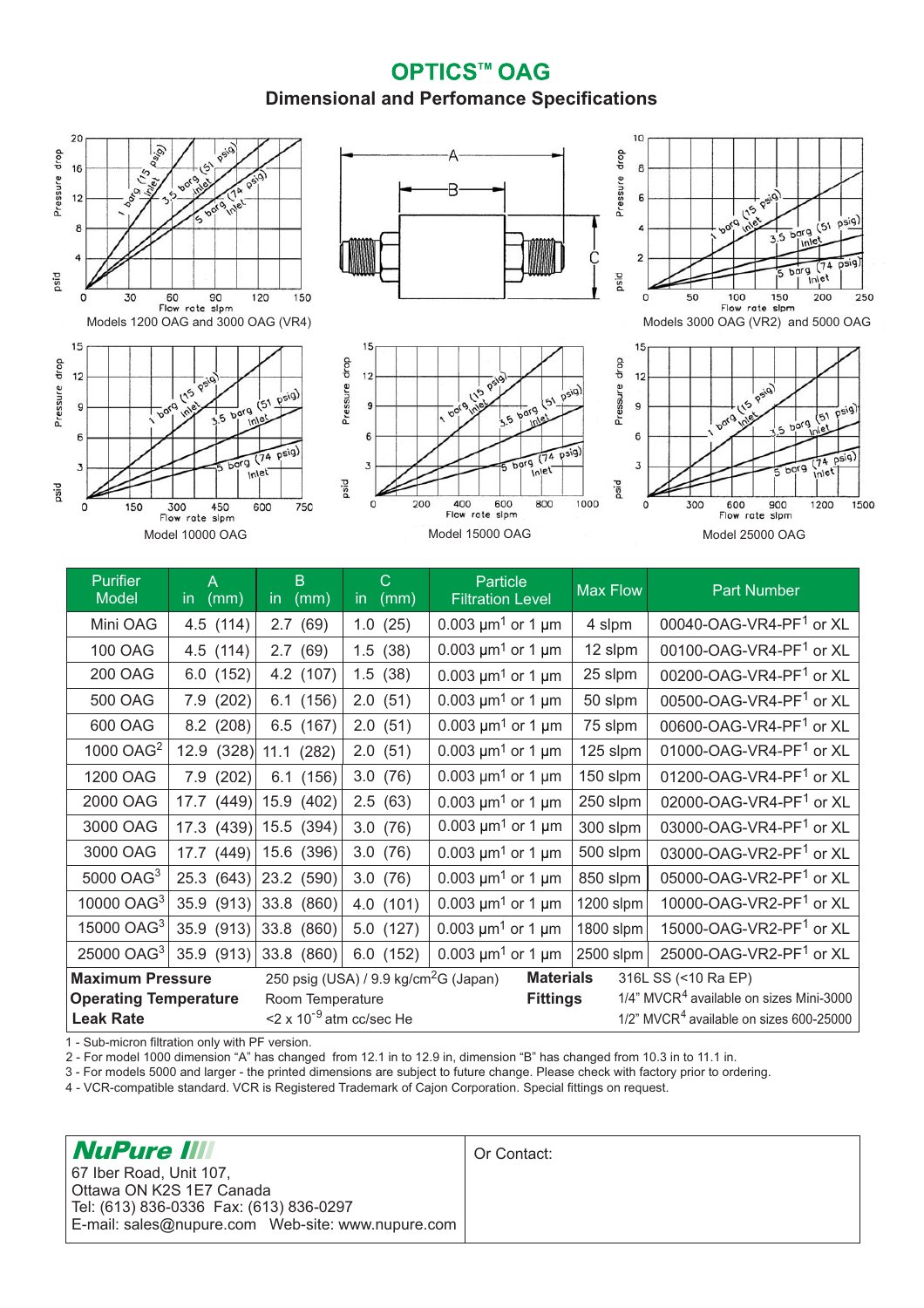# OPTICS™ OAG

## Dimensional and Perfomance Specifications

Pressure drop psid
20
16
12
8
4
0
30 60 90 120 150
Flow rate slpm
1 barg (15 psig) Inlet
3.5 barg (51 psig) Inlet
5 barg (74 psig) Inlet

Models 1200 OAG and 3000 OAG (VR4)

A
B
C

Pressure drop psid
10
8
6
4
2
0
50 100 150 200 250
Flow rate slpm
1 barg (15 psig) Inlet
3.5 barg (51 psig) Inlet
5 barg (74 psig) Inlet

Models 3000 OAG (VR2) and 5000 OAG

Pressure drop psid
15
12
9
6
3
0
150 300 450 600 750
Flow rate slpm
1 barg (15 psig) Inlet
3.5 barg (51 psig) Inlet
5 barg (74 psig) Inlet

Model 10000 OAG

Pressure drop psid
15
12
9
6
3
0
200 400 600 800 1000
Flow rate slpm
1 barg (15 psig) Inlet
3.5 barg (51 psig) Inlet
5 barg (74 psig) Inlet

Model 15000 OAG

Pressure drop psid
15
12
9
6
3
0
300 600 900 1200 1500
Flow rate slpm
1 barg (15 psig) Inlet
3.5 barg (51 psig) Inlet
5 barg (74 psig) Inlet

Model 25000 OAG

| Purifier Model | A in (mm) | B in (mm) | C in (mm) | Particle Filtration Level | Max Flow | Part Number |
|---|---|---|---|---|---|---|
| Mini OAG | 4.5 (114) | 2.7 (69) | 1.0 (25) | 0.003 µm[1] or 1 µm | 4 slpm | 00040-OAG-VR4-PF[1] or XL |
| 100 OAG | 4.5 (114) | 2.7 (69) | 1.5 (38) | 0.003 µm[1] or 1 µm | 12 slpm | 00100-OAG-VR4-PF[1] or XL |
| 200 OAG | 6.0 (152) | 4.2 (107) | 1.5 (38) | 0.003 µm[1] or 1 µm | 25 slpm | 00200-OAG-VR4-PF[1] or XL |
| 500 OAG | 7.9 (202) | 6.1 (156) | 2.0 (51) | 0.003 µm[1] or 1 µm | 50 slpm | 00500-OAG-VR4-PF[1] or XL |
| 600 OAG | 8.2 (208) | 6.5 (167) | 2.0 (51) | 0.003 µm[1] or 1 µm | 75 slpm | 00600-OAG-VR4-PF[1] or XL |
| 1000 OAG[2] | 12.9 (328) | 11.1 (282) | 2.0 (51) | 0.003 µm[1] or 1 µm | 125 slpm | 01000-OAG-VR4-PF[1] or XL |
| 1200 OAG | 7.9 (202) | 6.1 (156) | 3.0 (76) | 0.003 µm[1] or 1 µm | 150 slpm | 01200-OAG-VR4-PF[1] or XL |
| 2000 OAG | 17.7 (449) | 15.9 (402) | 2.5 (63) | 0.003 µm[1] or 1 µm | 250 slpm | 02000-OAG-VR4-PF[1] or XL |
| 3000 OAG | 17.3 (439) | 15.5 (394) | 3.0 (76) | 0.003 µm[1] or 1 µm | 300 slpm | 03000-OAG-VR4-PF[1] or XL |
| 3000 OAG | 17.7 (449) | 15.6 (396) | 3.0 (76) | 0.003 µm[1] or 1 µm | 500 slpm | 03000-OAG-VR2-PF[1] or XL |
| 5000 OAG[3] | 25.3 (643) | 23.2 (590) | 3.0 (76) | 0.003 µm[1] or 1 µm | 850 slpm | 05000-OAG-VR2-PF[1] or XL |
| 10000 OAG[3] | 35.9 (913) | 33.8 (860) | 4.0 (101) | 0.003 µm[1] or 1 µm | 1200 slpm | 10000-OAG-VR2-PF[1] or XL |
| 15000 OAG[3] | 35.9 (913) | 33.8 (860) | 5.0 (127) | 0.003 µm[1] or 1 µm | 1800 slpm | 15000-OAG-VR2-PF[1] or XL |
| 25000 OAG[3] | 35.9 (913) | 33.8 (860) | 6.0 (152) | 0.003 µm[1] or 1 µm | 2500 slpm | 25000-OAG-VR2-PF[1] or XL |

| | | | |
|---|---|---|---|
| **Maximum Pressure** | 250 psig (USA) / 9.9 kg/cm$^2$G (Japan) | **Materials** | 316L SS (<10 Ra EP) |
| **Operating Temperature** | Room Temperature | **Fittings** | 1/4" MVCR[4] available on sizes Mini-3000 |
| **Leak Rate** | <2 x $10^{-9}$ atm cc/sec He | | 1/2" MVCR[4] available on sizes 600-25000 |

1 - Sub-micron filtration only with PF version.
2 - For model 1000 dimension "A" has changed from 12.1 in to 12.9 in, dimension "B" has changed from 10.3 in to 11.1 in.
3 - For models 5000 and larger - the printed dimensions are subject to future change. Please check with factory prior to ordering.
4 - VCR-compatible standard. VCR is Registered Trademark of Cajon Corporation. Special fittings on request.

**NuPure**
67 Iber Road, Unit 107,
Ottawa ON K2S 1E7 Canada
Tel: (613) 836-0336 Fax: (613) 836-0297
E-mail: sales@nupure.com Web-site: www.nupure.com

Or Contact: